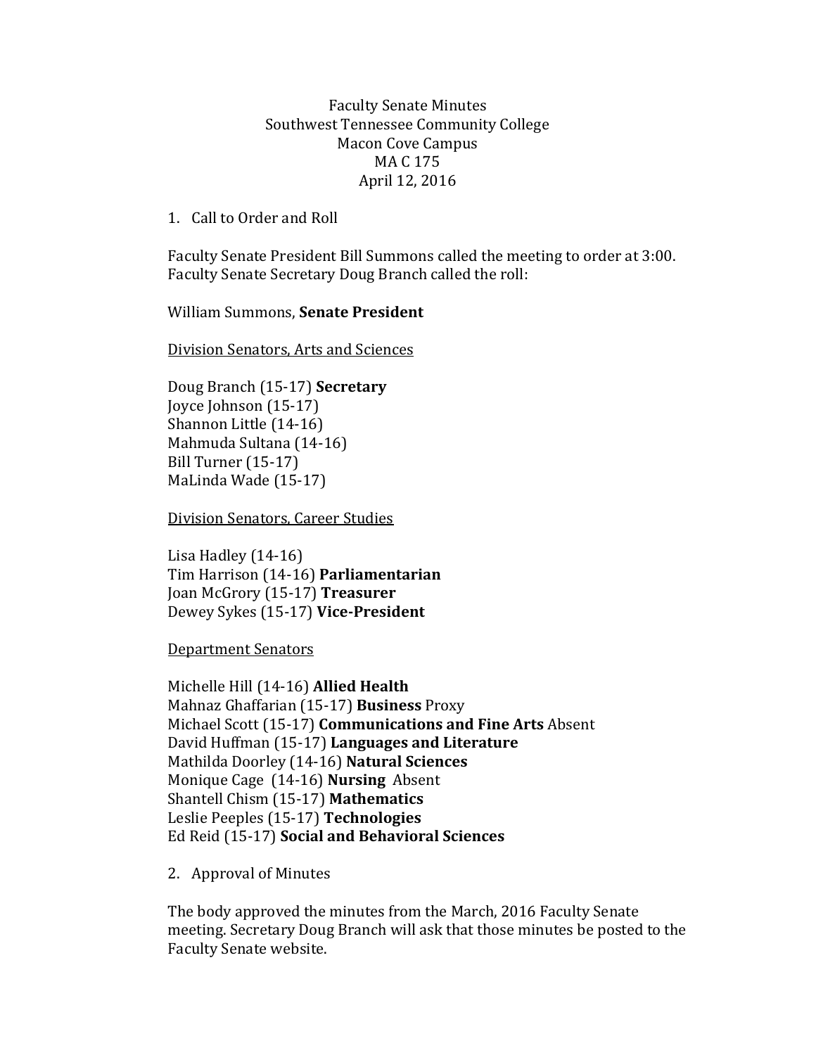# Faculty Senate Minutes
## Southwest Tennessee Community College
### Macon Cove Campus
### MA C 175
### April 12, 2016

1. Call to Order and Roll

Faculty Senate President Bill Summons called the meeting to order at 3:00. Faculty Senate Secretary Doug Branch called the roll:

William Summons, **Senate President**

<u>Division Senators, Arts and Sciences</u>

Doug Branch (15-17) **Secretary**
Joyce Johnson (15-17)
Shannon Little (14-16)
Mahmuda Sultana (14-16)
Bill Turner (15-17)
MaLinda Wade (15-17)

<u>Division Senators, Career Studies</u>

Lisa Hadley (14-16)
Tim Harrison (14-16) **Parliamentarian**
Joan McGrory (15-17) **Treasurer**
Dewey Sykes (15-17) **Vice-President**

<u>Department Senators</u>

Michelle Hill (14-16) **Allied Health**
Mahnaz Ghaffarian (15-17) **Business** Proxy
Michael Scott (15-17) **Communications and Fine Arts** Absent
David Huffman (15-17) **Languages and Literature**
Mathilda Doorley (14-16) **Natural Sciences**
Monique Cage (14-16) **Nursing** Absent
Shantell Chism (15-17) **Mathematics**
Leslie Peeples (15-17) **Technologies**
Ed Reid (15-17) **Social and Behavioral Sciences**

2. Approval of Minutes

The body approved the minutes from the March, 2016 Faculty Senate meeting. Secretary Doug Branch will ask that those minutes be posted to the Faculty Senate website.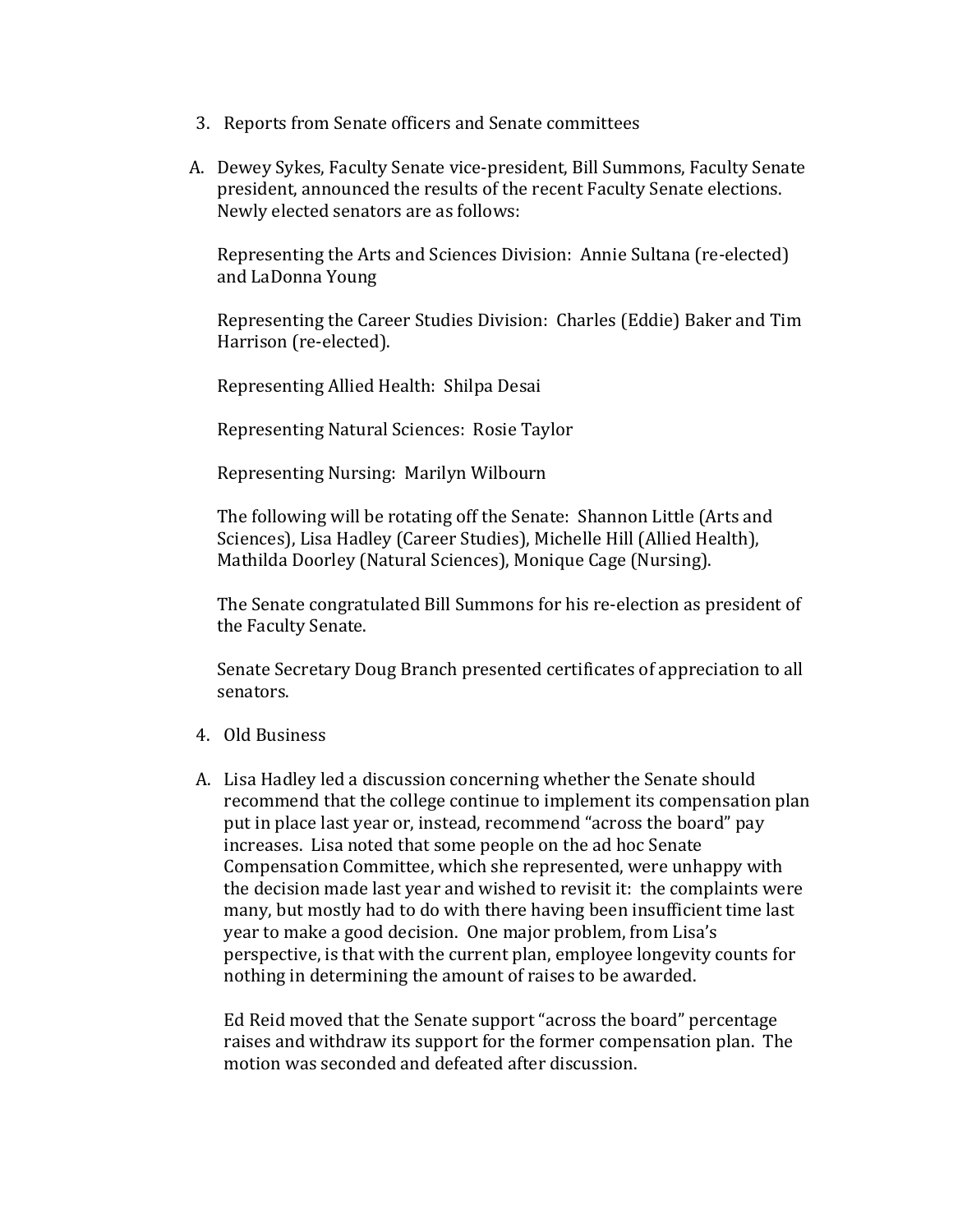3. Reports from Senate officers and Senate committees

A. Dewey Sykes, Faculty Senate vice-president, Bill Summons, Faculty Senate president, announced the results of the recent Faculty Senate elections. Newly elected senators are as follows:

   Representing the Arts and Sciences Division: Annie Sultana (re-elected) and LaDonna Young

   Representing the Career Studies Division: Charles (Eddie) Baker and Tim Harrison (re-elected).

   Representing Allied Health: Shilpa Desai

   Representing Natural Sciences: Rosie Taylor

   Representing Nursing: Marilyn Wilbourn

   The following will be rotating off the Senate: Shannon Little (Arts and Sciences), Lisa Hadley (Career Studies), Michelle Hill (Allied Health), Mathilda Doorley (Natural Sciences), Monique Cage (Nursing).

   The Senate congratulated Bill Summons for his re-election as president of the Faculty Senate.

   Senate Secretary Doug Branch presented certificates of appreciation to all senators.

4. Old Business

A. Lisa Hadley led a discussion concerning whether the Senate should recommend that the college continue to implement its compensation plan put in place last year or, instead, recommend "across the board" pay increases. Lisa noted that some people on the ad hoc Senate Compensation Committee, which she represented, were unhappy with the decision made last year and wished to revisit it: the complaints were many, but mostly had to do with there having been insufficient time last year to make a good decision. One major problem, from Lisa's perspective, is that with the current plan, employee longevity counts for nothing in determining the amount of raises to be awarded.

   Ed Reid moved that the Senate support "across the board" percentage raises and withdraw its support for the former compensation plan. The motion was seconded and defeated after discussion.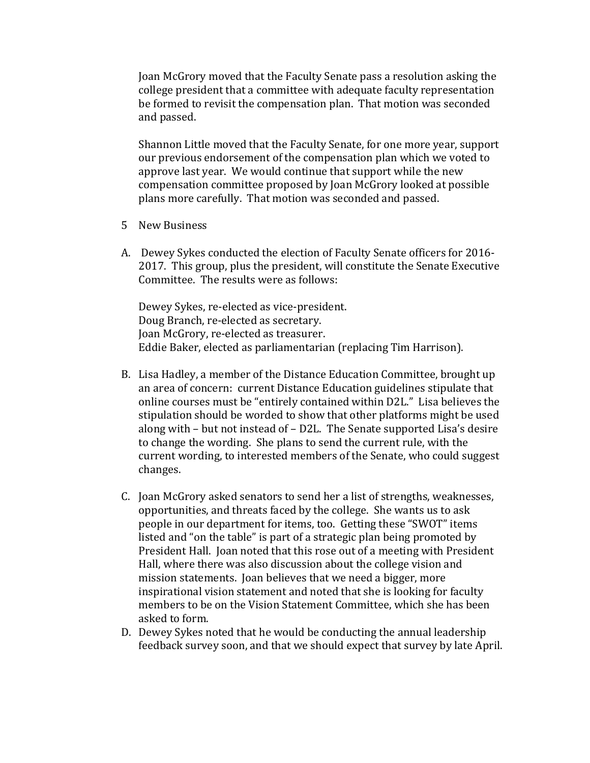Joan McGrory moved that the Faculty Senate pass a resolution asking the college president that a committee with adequate faculty representation be formed to revisit the compensation plan. That motion was seconded and passed.

Shannon Little moved that the Faculty Senate, for one more year, support our previous endorsement of the compensation plan which we voted to approve last year. We would continue that support while the new compensation committee proposed by Joan McGrory looked at possible plans more carefully. That motion was seconded and passed.

5 New Business

A. Dewey Sykes conducted the election of Faculty Senate officers for 2016-2017. This group, plus the president, will constitute the Senate Executive Committee. The results were as follows:

Dewey Sykes, re-elected as vice-president.
Doug Branch, re-elected as secretary.
Joan McGrory, re-elected as treasurer.
Eddie Baker, elected as parliamentarian (replacing Tim Harrison).

B. Lisa Hadley, a member of the Distance Education Committee, brought up an area of concern: current Distance Education guidelines stipulate that online courses must be "entirely contained within D2L." Lisa believes the stipulation should be worded to show that other platforms might be used along with – but not instead of – D2L. The Senate supported Lisa's desire to change the wording. She plans to send the current rule, with the current wording, to interested members of the Senate, who could suggest changes.

C. Joan McGrory asked senators to send her a list of strengths, weaknesses, opportunities, and threats faced by the college. She wants us to ask people in our department for items, too. Getting these "SWOT" items listed and "on the table" is part of a strategic plan being promoted by President Hall. Joan noted that this rose out of a meeting with President Hall, where there was also discussion about the college vision and mission statements. Joan believes that we need a bigger, more inspirational vision statement and noted that she is looking for faculty members to be on the Vision Statement Committee, which she has been asked to form.

D. Dewey Sykes noted that he would be conducting the annual leadership feedback survey soon, and that we should expect that survey by late April.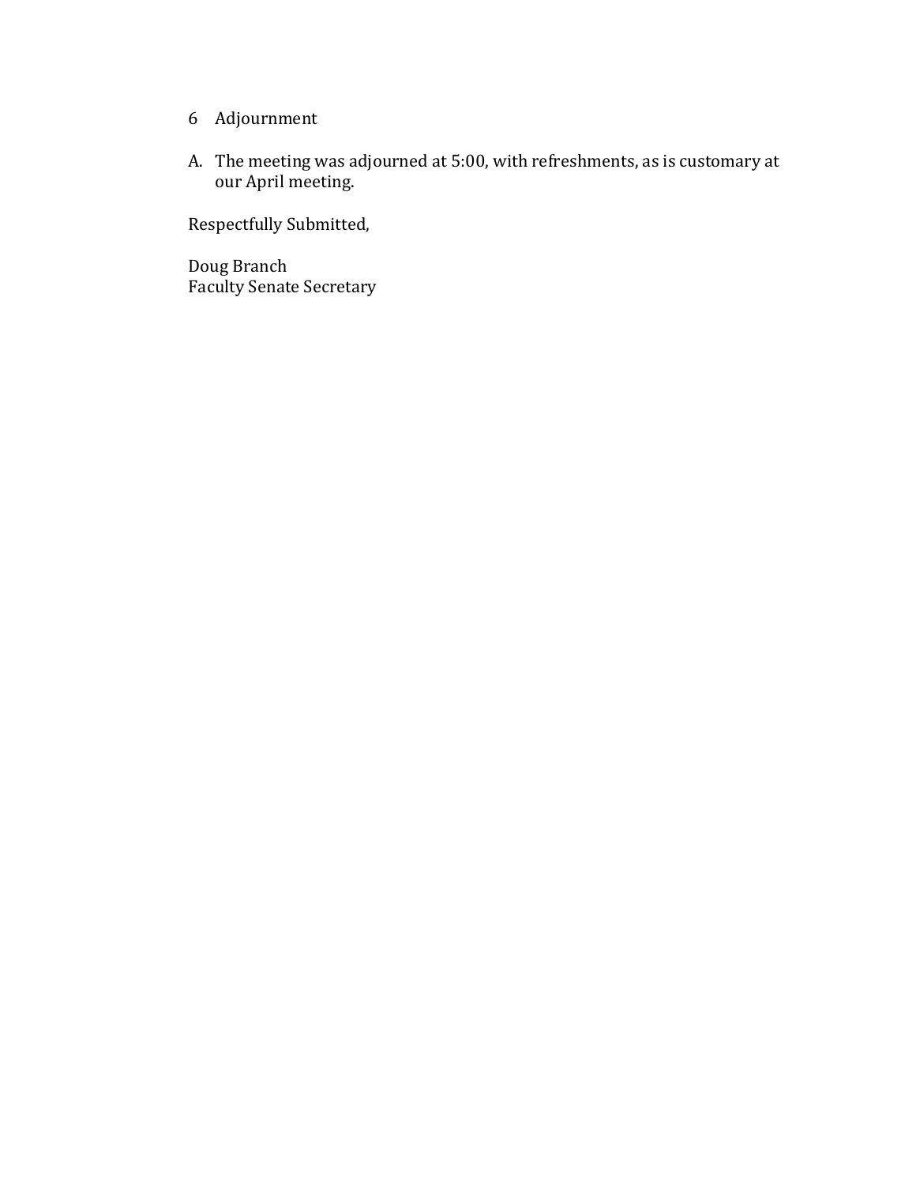6 Adjournment

A. The meeting was adjourned at 5:00, with refreshments, as is customary at our April meeting.

Respectfully Submitted,

Doug Branch
Faculty Senate Secretary